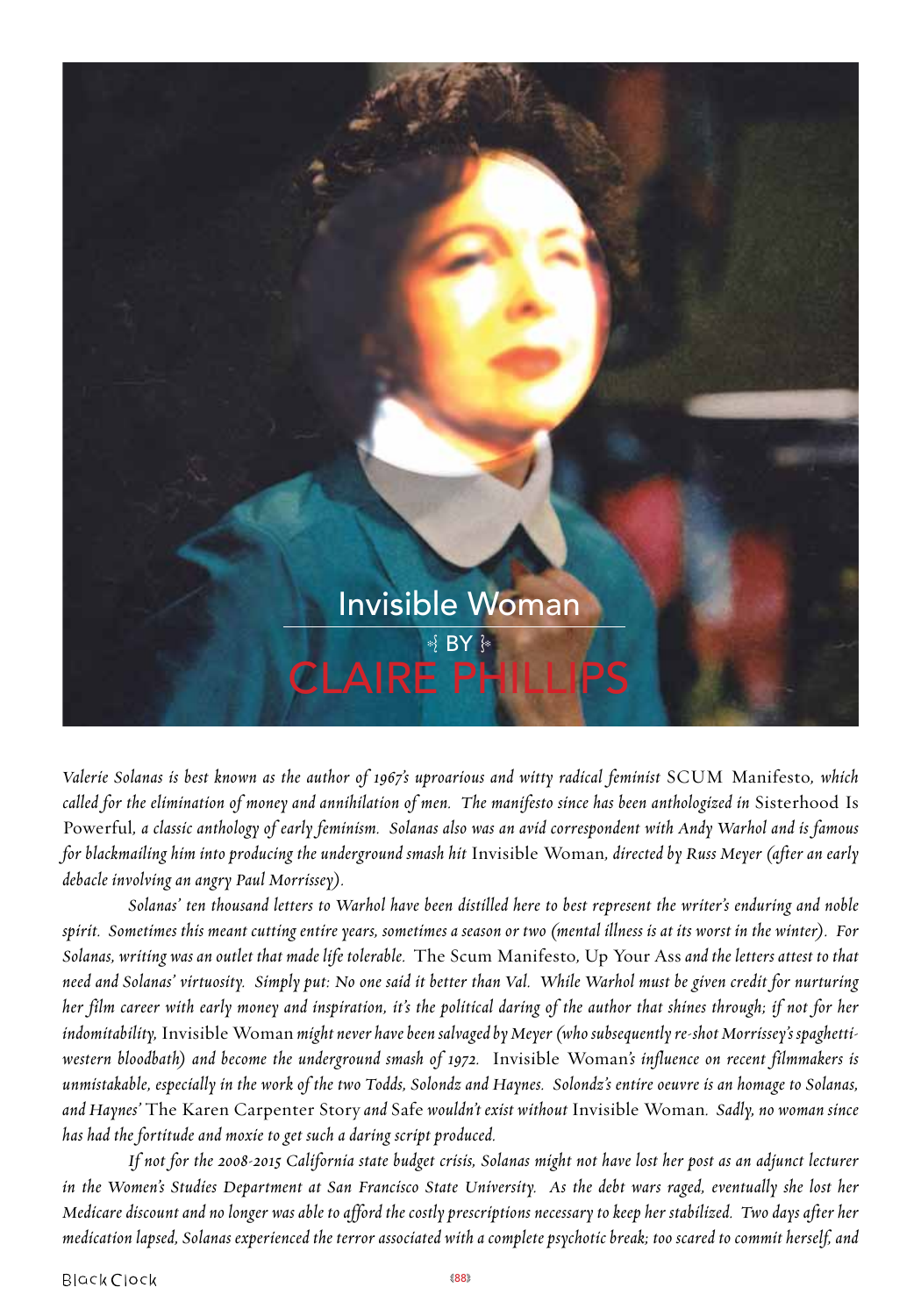# Invisible Woman

BY

## CLAIRE PHILLIPS

*Valerie Solanas is best known as the author of 1967's uproarious and witty radical feminist* SCUM Manifesto, *which called for the elimination of money and annihilation of men. The manifesto since has been anthologized in* Sisterhood Is Powerful, *a classic anthology of early feminism. Solanas also was an avid correspondent with Andy Warhol and is famous for blackmailing him into producing the underground smash hit* Invisible Woman, *directed by Russ Meyer (after an early debacle involving an angry Paul Morrissey).*

*Solanas' ten thousand letters to Warhol have been distilled here to best represent the writer's enduring and noble spirit. Sometimes this meant cutting entire years, sometimes a season or two (mental illness is at its worst in the winter). For Solanas, writing was an outlet that made life tolerable.* The Scum Manifesto, Up Your Ass *and the letters attest to that need and Solanas' virtuosity. Simply put: No one said it better than Val. While Warhol must be given credit for nurturing her film career with early money and inspiration, it's the political daring of the author that shines through; if not for her indomitability,* Invisible Woman *might never have been salvaged by Meyer (who subsequently re-shot Morrissey's spaghetti-western bloodbath) and become the underground smash of 1972.* Invisible Woman*'s influence on recent filmmakers is unmistakable, especially in the work of the two Todds, Solondz and Haynes. Solondz's entire oeuvre is an homage to Solanas, and Haynes'* The Karen Carpenter Story *and* Safe *wouldn't exist without* Invisible Woman. *Sadly, no woman since has had the fortitude and moxie to get such a daring script produced.*

*If not for the 2008-2015 California state budget crisis, Solanas might not have lost her post as an adjunct lecturer in the Women's Studies Department at San Francisco State University. As the debt wars raged, eventually she lost her Medicare discount and no longer was able to afford the costly prescriptions necessary to keep her stabilized. Two days after her medication lapsed, Solanas experienced the terror associated with a complete psychotic break; too scared to commit herself, and*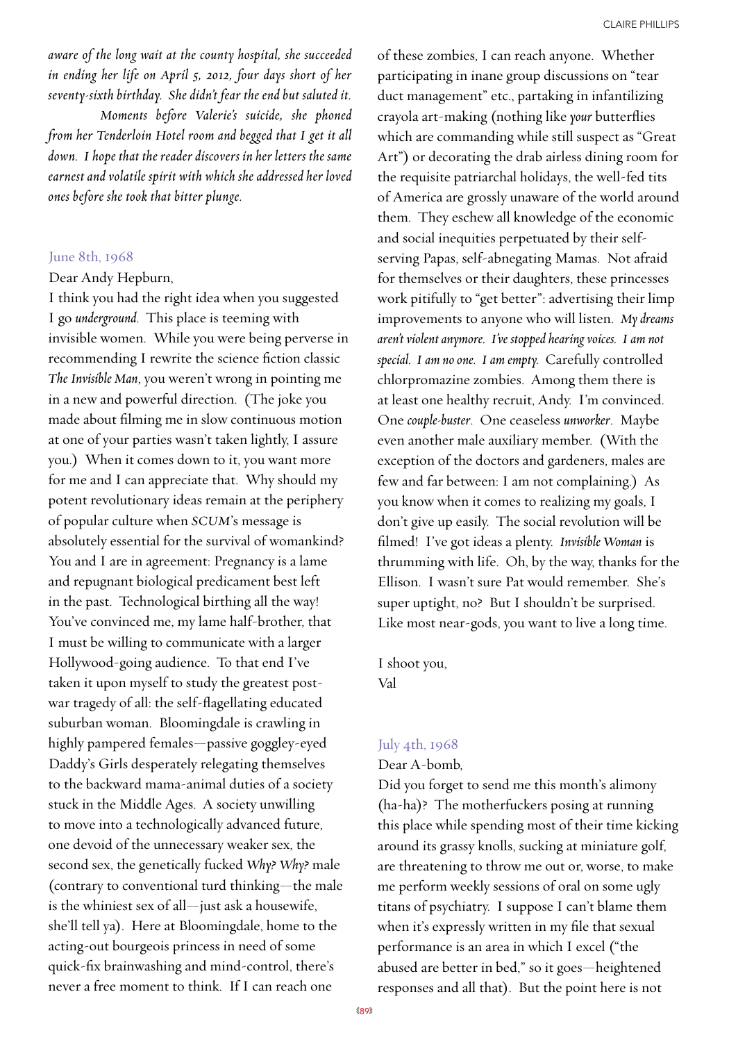*aware of the long wait at the county hospital, she succeeded in ending her life on April 5, 2012, four days short of her seventy-sixth birthday. She didn't fear the end but saluted it.*

*Moments before Valerie's suicide, she phoned from her Tenderloin Hotel room and begged that I get it all down. I hope that the reader discovers in her letters the same earnest and volatile spirit with which she addressed her loved ones before she took that bitter plunge.*

June 8th, 1968

Dear Andy Hepburn,

I think you had the right idea when you suggested I go *underground*. This place is teeming with invisible women. While you were being perverse in recommending I rewrite the science fiction classic *The Invisible Man*, you weren't wrong in pointing me in a new and powerful direction. (The joke you made about filming me in slow continuous motion at one of your parties wasn't taken lightly, I assure you.) When it comes down to it, you want more for me and I can appreciate that. Why should my potent revolutionary ideas remain at the periphery of popular culture when *SCUM*'s message is absolutely essential for the survival of womankind? You and I are in agreement: Pregnancy is a lame and repugnant biological predicament best left in the past. Technological birthing all the way! You've convinced me, my lame half-brother, that I must be willing to communicate with a larger Hollywood-going audience. To that end I've taken it upon myself to study the greatest post-war tragedy of all: the self-flagellating educated suburban woman. Bloomingdale is crawling in highly pampered females—passive goggley-eyed Daddy's Girls desperately relegating themselves to the backward mama-animal duties of a society stuck in the Middle Ages. A society unwilling to move into a technologically advanced future, one devoid of the unnecessary weaker sex, the second sex, the genetically fucked *Why? Why?* male (contrary to conventional turd thinking—the male is the whiniest sex of all—just ask a housewife, she'll tell ya). Here at Bloomingdale, home to the acting-out bourgeois princess in need of some quick-fix brainwashing and mind-control, there's never a free moment to think. If I can reach one of these zombies, I can reach anyone. Whether participating in inane group discussions on "tear duct management" etc., partaking in infantilizing crayola art-making (nothing like *your* butterflies which are commanding while still suspect as "Great Art") or decorating the drab airless dining room for the requisite patriarchal holidays, the well-fed tits of America are grossly unaware of the world around them. They eschew all knowledge of the economic and social inequities perpetuated by their self-serving Papas, self-abnegating Mamas. Not afraid for themselves or their daughters, these princesses work pitifully to "get better": advertising their limp improvements to anyone who will listen. *My dreams aren't violent anymore. I've stopped hearing voices. I am not special. I am no one. I am empty.* Carefully controlled chlorpromazine zombies. Among them there is at least one healthy recruit, Andy. I'm convinced. One *couple-buster*. One ceaseless *unworker*. Maybe even another male auxiliary member. (With the exception of the doctors and gardeners, males are few and far between: I am not complaining.) As you know when it comes to realizing my goals, I don't give up easily. The social revolution will be filmed! I've got ideas a plenty. *Invisible Woman* is thrumming with life. Oh, by the way, thanks for the Ellison. I wasn't sure Pat would remember. She's super uptight, no? But I shouldn't be surprised. Like most near-gods, you want to live a long time.

I shoot you,
Val

July 4th, 1968

Dear A-bomb,

Did you forget to send me this month's alimony (ha-ha)? The motherfuckers posing at running this place while spending most of their time kicking around its grassy knolls, sucking at miniature golf, are threatening to throw me out or, worse, to make me perform weekly sessions of oral on some ugly titans of psychiatry. I suppose I can't blame them when it's expressly written in my file that sexual performance is an area in which I excel ("the abused are better in bed," so it goes—heightened responses and all that). But the point here is not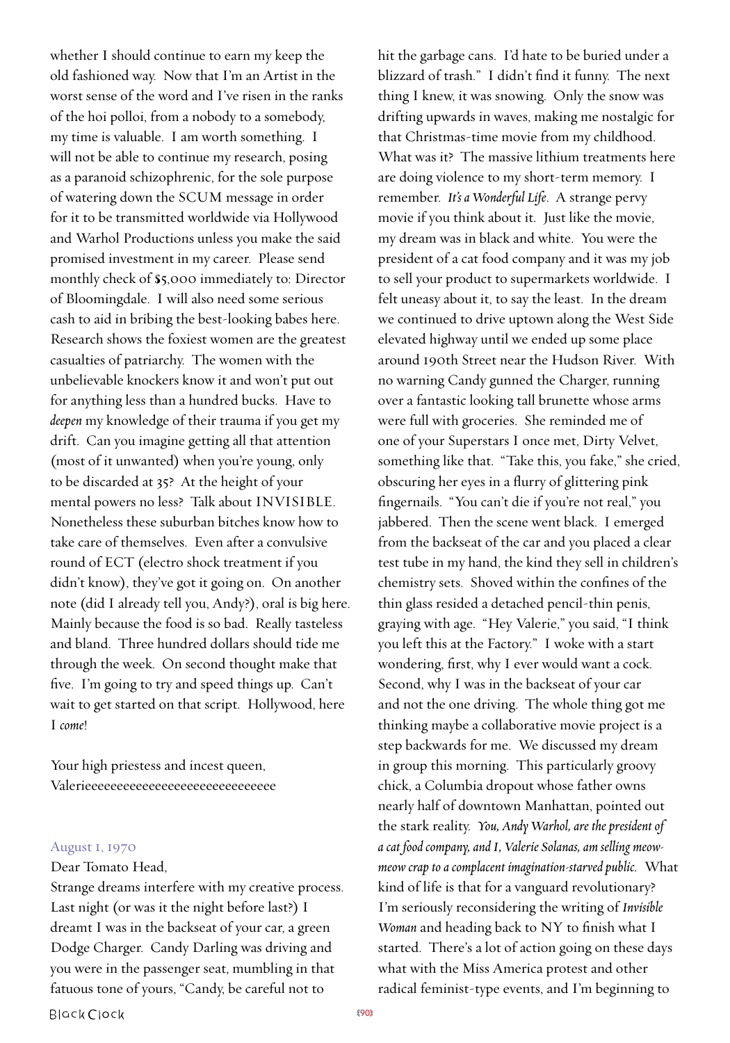whether I should continue to earn my keep the old fashioned way. Now that I'm an Artist in the worst sense of the word and I've risen in the ranks of the hoi polloi, from a nobody to a somebody, my time is valuable. I am worth something. I will not be able to continue my research, posing as a paranoid schizophrenic, for the sole purpose of watering down the SCUM message in order for it to be transmitted worldwide via Hollywood and Warhol Productions unless you make the said promised investment in my career. Please send monthly check of $5,000 immediately to: Director of Bloomingdale. I will also need some serious cash to aid in bribing the best-looking babes here. Research shows the foxiest women are the greatest casualties of patriarchy. The women with the unbelievable knockers know it and won't put out for anything less than a hundred bucks. Have to *deepen* my knowledge of their trauma if you get my drift. Can you imagine getting all that attention (most of it unwanted) when you're young, only to be discarded at 35? At the height of your mental powers no less? Talk about INVISIBLE. Nonetheless these suburban bitches know how to take care of themselves. Even after a convulsive round of ECT (electro shock treatment if you didn't know), they've got it going on. On another note (did I already tell you, Andy?), oral is big here. Mainly because the food is so bad. Really tasteless and bland. Three hundred dollars should tide me through the week. On second thought make that five. I'm going to try and speed things up. Can't wait to get started on that script. Hollywood, here I *come*!

Your high priestess and incest queen,
Valerieeeeeeeeeeeeeeeeeeeeeeeeeeeeeee

August 1, 1970

Dear Tomato Head,

Strange dreams interfere with my creative process. Last night (or was it the night before last?) I dreamt I was in the backseat of your car, a green Dodge Charger. Candy Darling was driving and you were in the passenger seat, mumbling in that fatuous tone of yours, "Candy, be careful not to hit the garbage cans. I'd hate to be buried under a blizzard of trash." I didn't find it funny. The next thing I knew, it was snowing. Only the snow was drifting upwards in waves, making me nostalgic for that Christmas-time movie from my childhood. What was it? The massive lithium treatments here are doing violence to my short-term memory. I remember. *It's a Wonderful Life*. A strange pervy movie if you think about it. Just like the movie, my dream was in black and white. You were the president of a cat food company and it was my job to sell your product to supermarkets worldwide. I felt uneasy about it, to say the least. In the dream we continued to drive uptown along the West Side elevated highway until we ended up some place around 190th Street near the Hudson River. With no warning Candy gunned the Charger, running over a fantastic looking tall brunette whose arms were full with groceries. She reminded me of one of your Superstars I once met, Dirty Velvet, something like that. "Take this, you fake," she cried, obscuring her eyes in a flurry of glittering pink fingernails. "You can't die if you're not real," you jabbered. Then the scene went black. I emerged from the backseat of the car and you placed a clear test tube in my hand, the kind they sell in children's chemistry sets. Shoved within the confines of the thin glass resided a detached pencil-thin penis, graying with age. "Hey Valerie," you said, "I think you left this at the Factory." I woke with a start wondering, first, why I ever would want a cock. Second, why I was in the backseat of your car and not the one driving. The whole thing got me thinking maybe a collaborative movie project is a step backwards for me. We discussed my dream in group this morning. This particularly groovy chick, a Columbia dropout whose father owns nearly half of downtown Manhattan, pointed out the stark reality. *You, Andy Warhol, are the president of a cat food company, and I, Valerie Solanas, am selling meow-meow crap to a complacent imagination-starved public.* What kind of life is that for a vanguard revolutionary? I'm seriously reconsidering the writing of *Invisible Woman* and heading back to NY to finish what I started. There's a lot of action going on these days what with the Miss America protest and other radical feminist-type events, and I'm beginning to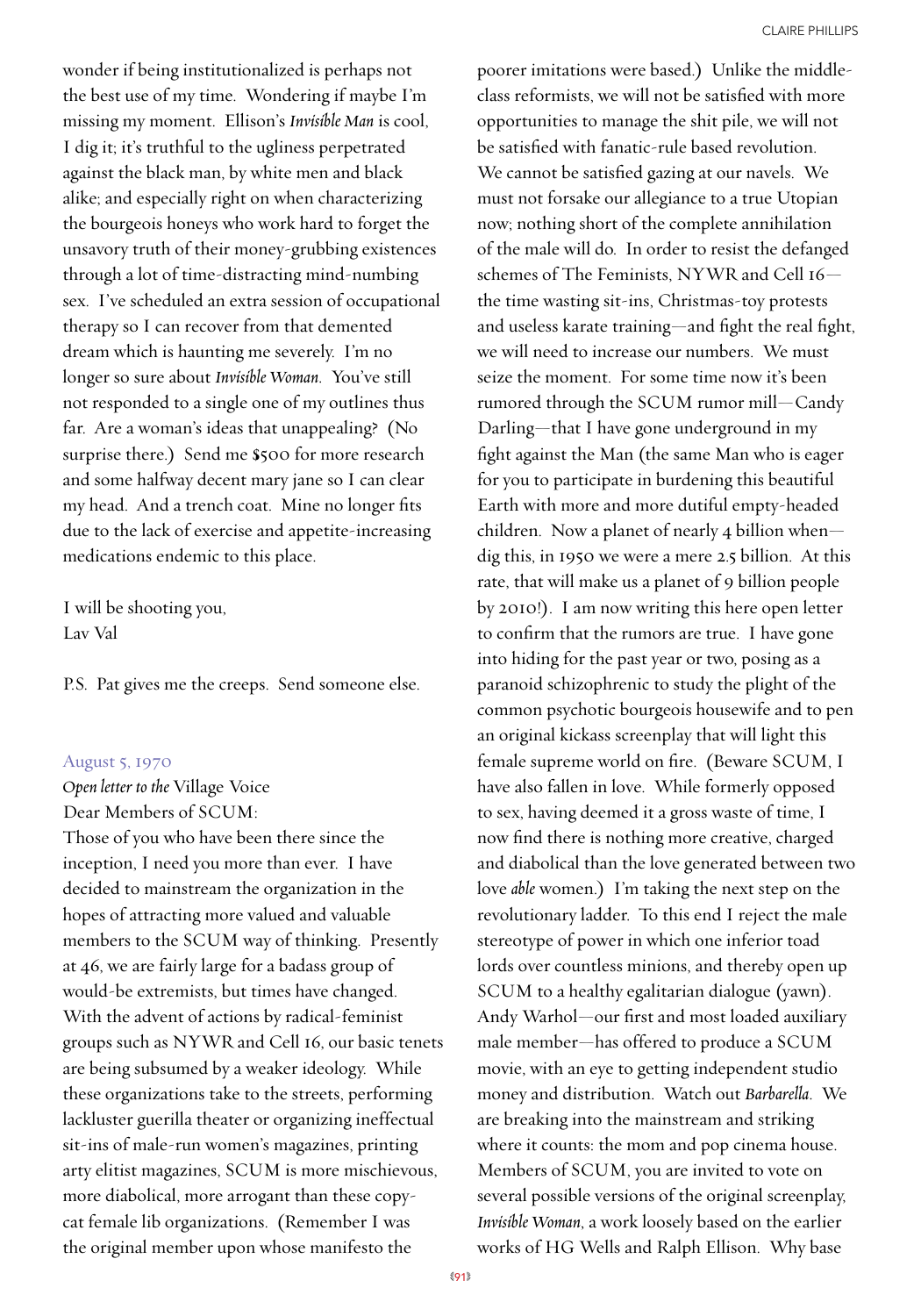wonder if being institutionalized is perhaps not the best use of my time. Wondering if maybe I'm missing my moment. Ellison's *Invisible Man* is cool, I dig it; it's truthful to the ugliness perpetrated against the black man, by white men and black alike; and especially right on when characterizing the bourgeois honeys who work hard to forget the unsavory truth of their money-grubbing existences through a lot of time-distracting mind-numbing sex. I've scheduled an extra session of occupational therapy so I can recover from that demented dream which is haunting me severely. I'm no longer so sure about *Invisible Woman*. You've still not responded to a single one of my outlines thus far. Are a woman's ideas that unappealing? (No surprise there.) Send me $500 for more research and some halfway decent mary jane so I can clear my head. And a trench coat. Mine no longer fits due to the lack of exercise and appetite-increasing medications endemic to this place.

I will be shooting you,
Lav Val

P.S. Pat gives me the creeps. Send someone else.

August 5, 1970

*Open letter to the* Village Voice

Dear Members of SCUM:

Those of you who have been there since the inception, I need you more than ever. I have decided to mainstream the organization in the hopes of attracting more valued and valuable members to the SCUM way of thinking. Presently at 46, we are fairly large for a badass group of would-be extremists, but times have changed. With the advent of actions by radical-feminist groups such as NYWR and Cell 16, our basic tenets are being subsumed by a weaker ideology. While these organizations take to the streets, performing lackluster guerilla theater or organizing ineffectual sit-ins of male-run women's magazines, printing arty elitist magazines, SCUM is more mischievous, more diabolical, more arrogant than these copy-cat female lib organizations. (Remember I was the original member upon whose manifesto the poorer imitations were based.) Unlike the middle-class reformists, we will not be satisfied with more opportunities to manage the shit pile, we will not be satisfied with fanatic-rule based revolution. We cannot be satisfied gazing at our navels. We must not forsake our allegiance to a true Utopian now; nothing short of the complete annihilation of the male will do. In order to resist the defanged schemes of The Feminists, NYWR and Cell 16—the time wasting sit-ins, Christmas-toy protests and useless karate training—and fight the real fight, we will need to increase our numbers. We must seize the moment. For some time now it's been rumored through the SCUM rumor mill—Candy Darling—that I have gone underground in my fight against the Man (the same Man who is eager for you to participate in burdening this beautiful Earth with more and more dutiful empty-headed children. Now a planet of nearly 4 billion when—dig this, in 1950 we were a mere 2.5 billion. At this rate, that will make us a planet of 9 billion people by 2010!). I am now writing this here open letter to confirm that the rumors are true. I have gone into hiding for the past year or two, posing as a paranoid schizophrenic to study the plight of the common psychotic bourgeois housewife and to pen an original kickass screenplay that will light this female supreme world on fire. (Beware SCUM, I have also fallen in love. While formerly opposed to sex, having deemed it a gross waste of time, I now find there is nothing more creative, charged and diabolical than the love generated between two love *able* women.) I'm taking the next step on the revolutionary ladder. To this end I reject the male stereotype of power in which one inferior toad lords over countless minions, and thereby open up SCUM to a healthy egalitarian dialogue (yawn). Andy Warhol—our first and most loaded auxiliary male member—has offered to produce a SCUM movie, with an eye to getting independent studio money and distribution. Watch out *Barbarella*. We are breaking into the mainstream and striking where it counts: the mom and pop cinema house. Members of SCUM, you are invited to vote on several possible versions of the original screenplay, *Invisible Woman*, a work loosely based on the earlier works of HG Wells and Ralph Ellison. Why base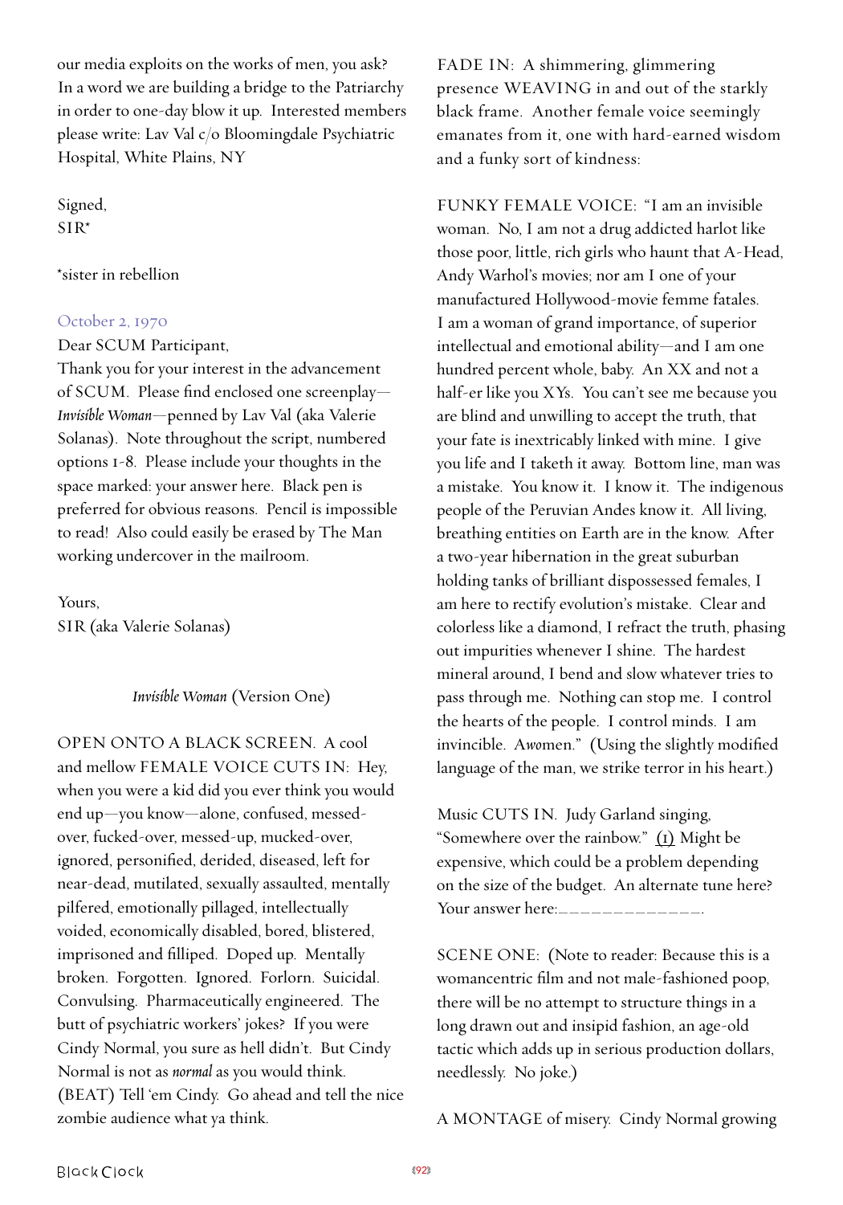our media exploits on the works of men, you ask? In a word we are building a bridge to the Patriarchy in order to one-day blow it up. Interested members please write: Lav Val c/o Bloomingdale Psychiatric Hospital, White Plains, NY

Signed,
SIR*

*sister in rebellion

October 2, 1970

Dear SCUM Participant,
Thank you for your interest in the advancement of SCUM. Please find enclosed one screenplay—*Invisible Woman*—penned by Lav Val (aka Valerie Solanas). Note throughout the script, numbered options 1-8. Please include your thoughts in the space marked: your answer here. Black pen is preferred for obvious reasons. Pencil is impossible to read! Also could easily be erased by The Man working undercover in the mailroom.

Yours,
SIR (aka Valerie Solanas)

*Invisible Woman* (Version One)

OPEN ONTO A BLACK SCREEN. A cool and mellow FEMALE VOICE CUTS IN: Hey, when you were a kid did you ever think you would end up—you know—alone, confused, messed-over, fucked-over, messed-up, mucked-over, ignored, personified, derided, diseased, left for near-dead, mutilated, sexually assaulted, mentally pilfered, emotionally pillaged, intellectually voided, economically disabled, bored, blistered, imprisoned and filliped. Doped up. Mentally broken. Forgotten. Ignored. Forlorn. Suicidal. Convulsing. Pharmaceutically engineered. The butt of psychiatric workers' jokes? If you were Cindy Normal, you sure as hell didn't. But Cindy Normal is not as *normal* as you would think. (BEAT) Tell 'em Cindy. Go ahead and tell the nice zombie audience what ya think.

FADE IN: A shimmering, glimmering presence WEAVING in and out of the starkly black frame. Another female voice seemingly emanates from it, one with hard-earned wisdom and a funky sort of kindness:

FUNKY FEMALE VOICE: "I am an invisible woman. No, I am not a drug addicted harlot like those poor, little, rich girls who haunt that A-Head, Andy Warhol's movies; nor am I one of your manufactured Hollywood-movie femme fatales. I am a woman of grand importance, of superior intellectual and emotional ability—and I am one hundred percent whole, baby. An XX and not a half-er like you XYs. You can't see me because you are blind and unwilling to accept the truth, that your fate is inextricably linked with mine. I give you life and I taketh it away. Bottom line, man was a mistake. You know it. I know it. The indigenous people of the Peruvian Andes know it. All living, breathing entities on Earth are in the know. After a two-year hibernation in the great suburban holding tanks of brilliant dispossessed females, I am here to rectify evolution's mistake. Clear and colorless like a diamond, I refract the truth, phasing out impurities whenever I shine. The hardest mineral around, I bend and slow whatever tries to pass through me. Nothing can stop me. I control the hearts of the people. I control minds. I am invincible. Awomen." (Using the slightly modified language of the man, we strike terror in his heart.)

Music CUTS IN. Judy Garland singing, "Somewhere over the rainbow." (1) Might be expensive, which could be a problem depending on the size of the budget. An alternate tune here? Your answer here:_____________.

SCENE ONE: (Note to reader: Because this is a womancentric film and not male-fashioned poop, there will be no attempt to structure things in a long drawn out and insipid fashion, an age-old tactic which adds up in serious production dollars, needlessly. No joke.)

A MONTAGE of misery. Cindy Normal growing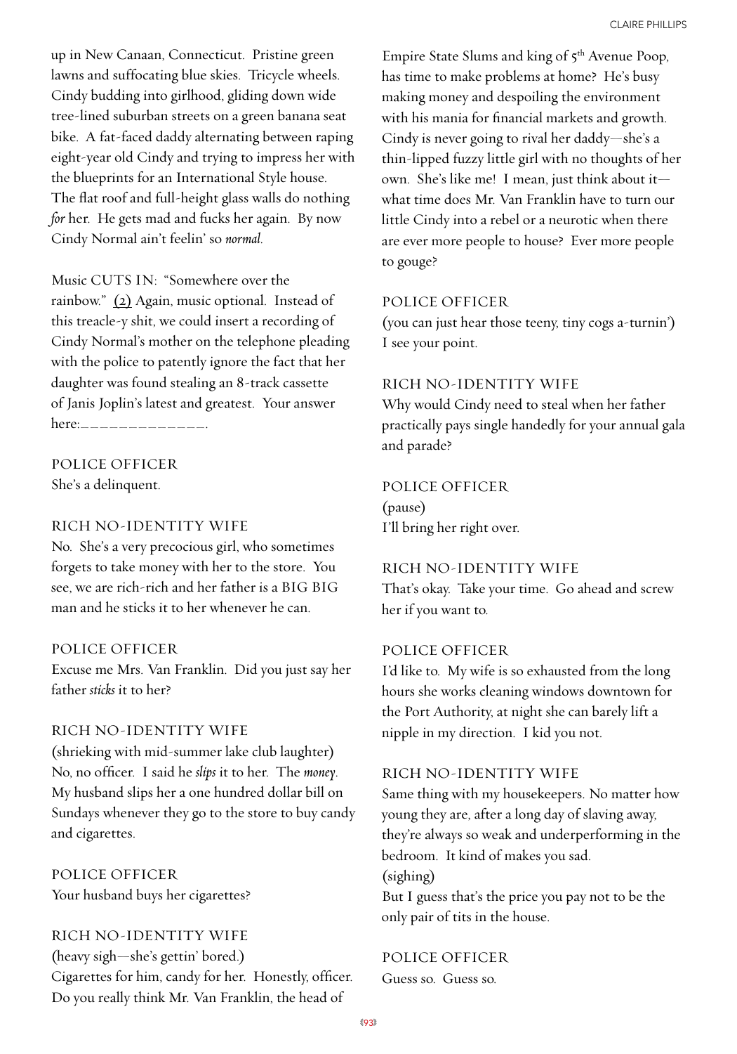up in New Canaan, Connecticut. Pristine green lawns and suffocating blue skies. Tricycle wheels. Cindy budding into girlhood, gliding down wide tree-lined suburban streets on a green banana seat bike. A fat-faced daddy alternating between raping eight-year old Cindy and trying to impress her with the blueprints for an International Style house. The flat roof and full-height glass walls do nothing *for* her. He gets mad and fucks her again. By now Cindy Normal ain't feelin' so *normal*.

Music CUTS IN: "Somewhere over the rainbow." (2) Again, music optional. Instead of this treacle-y shit, we could insert a recording of Cindy Normal's mother on the telephone pleading with the police to patently ignore the fact that her daughter was found stealing an 8-track cassette of Janis Joplin's latest and greatest. Your answer here:_____________.

POLICE OFFICER
She's a delinquent.

RICH NO-IDENTITY WIFE
No. She's a very precocious girl, who sometimes forgets to take money with her to the store. You see, we are rich-rich and her father is a BIG BIG man and he sticks it to her whenever he can.

POLICE OFFICER
Excuse me Mrs. Van Franklin. Did you just say her father *sticks* it to her?

RICH NO-IDENTITY WIFE
(shrieking with mid-summer lake club laughter)
No, no officer. I said he *slips* it to her. The *money*. My husband slips her a one hundred dollar bill on Sundays whenever they go to the store to buy candy and cigarettes.

POLICE OFFICER
Your husband buys her cigarettes?

RICH NO-IDENTITY WIFE
(heavy sigh—she's gettin' bored.)
Cigarettes for him, candy for her. Honestly, officer. Do you really think Mr. Van Franklin, the head of Empire State Slums and king of 5th Avenue Poop, has time to make problems at home? He's busy making money and despoiling the environment with his mania for financial markets and growth. Cindy is never going to rival her daddy—she's a thin-lipped fuzzy little girl with no thoughts of her own. She's like me! I mean, just think about it—what time does Mr. Van Franklin have to turn our little Cindy into a rebel or a neurotic when there are ever more people to house? Ever more people to gouge?

POLICE OFFICER
(you can just hear those teeny, tiny cogs a-turnin')
I see your point.

RICH NO-IDENTITY WIFE
Why would Cindy need to steal when her father practically pays single handedly for your annual gala and parade?

POLICE OFFICER
(pause)
I'll bring her right over.

RICH NO-IDENTITY WIFE
That's okay. Take your time. Go ahead and screw her if you want to.

POLICE OFFICER
I'd like to. My wife is so exhausted from the long hours she works cleaning windows downtown for the Port Authority, at night she can barely lift a nipple in my direction. I kid you not.

RICH NO-IDENTITY WIFE
Same thing with my housekeepers. No matter how young they are, after a long day of slaving away, they're always so weak and underperforming in the bedroom. It kind of makes you sad.
(sighing)
But I guess that's the price you pay not to be the only pair of tits in the house.

POLICE OFFICER
Guess so. Guess so.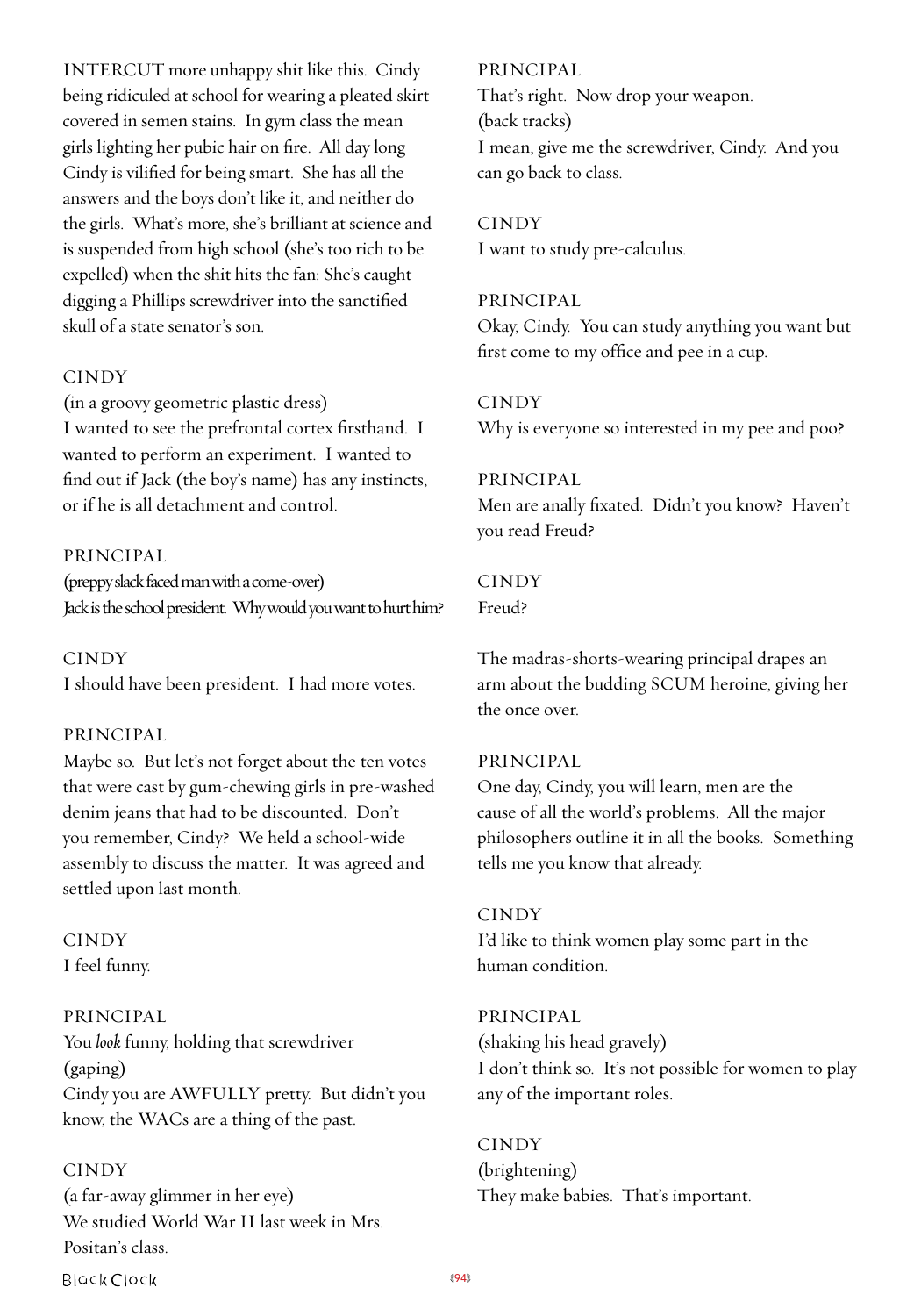INTERCUT more unhappy shit like this. Cindy being ridiculed at school for wearing a pleated skirt covered in semen stains. In gym class the mean girls lighting her pubic hair on fire. All day long Cindy is vilified for being smart. She has all the answers and the boys don't like it, and neither do the girls. What's more, she's brilliant at science and is suspended from high school (she's too rich to be expelled) when the shit hits the fan: She's caught digging a Phillips screwdriver into the sanctified skull of a state senator's son.

CINDY
(in a groovy geometric plastic dress)
I wanted to see the prefrontal cortex firsthand. I wanted to perform an experiment. I wanted to find out if Jack (the boy's name) has any instincts, or if he is all detachment and control.

PRINCIPAL
(preppy slack faced man with a come-over)
Jack is the school president. Why would you want to hurt him?

CINDY
I should have been president. I had more votes.

PRINCIPAL
Maybe so. But let's not forget about the ten votes that were cast by gum-chewing girls in pre-washed denim jeans that had to be discounted. Don't you remember, Cindy? We held a school-wide assembly to discuss the matter. It was agreed and settled upon last month.

CINDY
I feel funny.

PRINCIPAL
You *look* funny, holding that screwdriver
(gaping)
Cindy you are AWFULLY pretty. But didn't you know, the WACs are a thing of the past.

CINDY
(a far-away glimmer in her eye)
We studied World War II last week in Mrs. Positan's class.

PRINCIPAL
That's right. Now drop your weapon.
(back tracks)
I mean, give me the screwdriver, Cindy. And you can go back to class.

CINDY
I want to study pre-calculus.

PRINCIPAL
Okay, Cindy. You can study anything you want but first come to my office and pee in a cup.

CINDY
Why is everyone so interested in my pee and poo?

PRINCIPAL
Men are anally fixated. Didn't you know? Haven't you read Freud?

CINDY
Freud?

The madras-shorts-wearing principal drapes an arm about the budding SCUM heroine, giving her the once over.

PRINCIPAL
One day, Cindy, you will learn, men are the cause of all the world's problems. All the major philosophers outline it in all the books. Something tells me you know that already.

CINDY
I'd like to think women play some part in the human condition.

PRINCIPAL
(shaking his head gravely)
I don't think so. It's not possible for women to play any of the important roles.

CINDY
(brightening)
They make babies. That's important.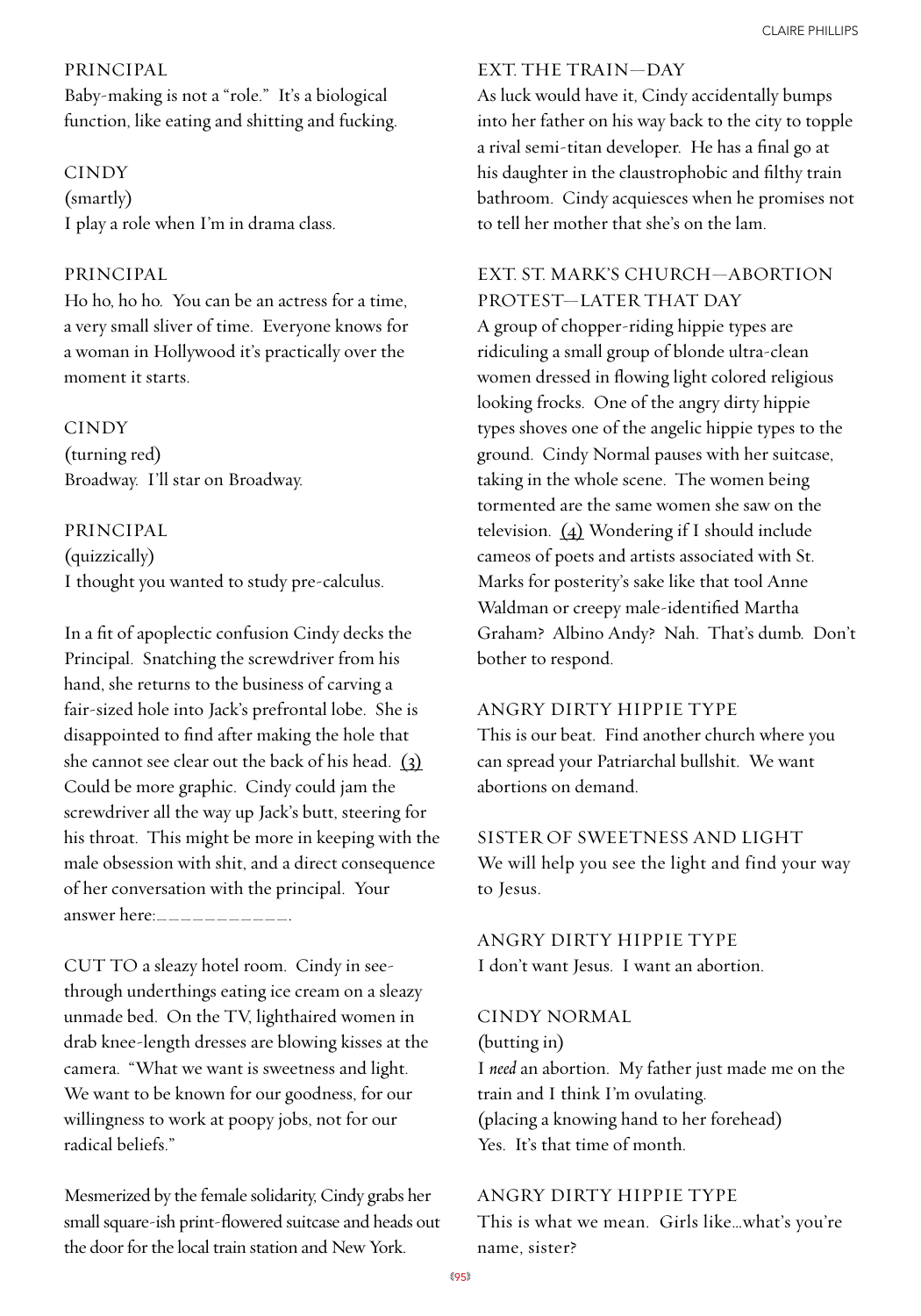PRINCIPAL
Baby-making is not a "role." It's a biological function, like eating and shitting and fucking.

CINDY
(smartly)
I play a role when I'm in drama class.

PRINCIPAL
Ho ho, ho ho. You can be an actress for a time, a very small sliver of time. Everyone knows for a woman in Hollywood it's practically over the moment it starts.

CINDY
(turning red)
Broadway. I'll star on Broadway.

PRINCIPAL
(quizzically)
I thought you wanted to study pre-calculus.

In a fit of apoplectic confusion Cindy decks the Principal. Snatching the screwdriver from his hand, she returns to the business of carving a fair-sized hole into Jack's prefrontal lobe. She is disappointed to find after making the hole that she cannot see clear out the back of his head. (3) Could be more graphic. Cindy could jam the screwdriver all the way up Jack's butt, steering for his throat. This might be more in keeping with the male obsession with shit, and a direct consequence of her conversation with the principal. Your answer here:___________.

CUT TO a sleazy hotel room. Cindy in see-through underthings eating ice cream on a sleazy unmade bed. On the TV, lighthaired women in drab knee-length dresses are blowing kisses at the camera. "What we want is sweetness and light. We want to be known for our goodness, for our willingness to work at poopy jobs, not for our radical beliefs."

Mesmerized by the female solidarity, Cindy grabs her small square-ish print-flowered suitcase and heads out the door for the local train station and New York.

EXT. THE TRAIN—DAY
As luck would have it, Cindy accidentally bumps into her father on his way back to the city to topple a rival semi-titan developer. He has a final go at his daughter in the claustrophobic and filthy train bathroom. Cindy acquiesces when he promises not to tell her mother that she's on the lam.

EXT. ST. MARK'S CHURCH—ABORTION PROTEST—LATER THAT DAY
A group of chopper-riding hippie types are ridiculing a small group of blonde ultra-clean women dressed in flowing light colored religious looking frocks. One of the angry dirty hippie types shoves one of the angelic hippie types to the ground. Cindy Normal pauses with her suitcase, taking in the whole scene. The women being tormented are the same women she saw on the television. (4) Wondering if I should include cameos of poets and artists associated with St. Marks for posterity's sake like that tool Anne Waldman or creepy male-identified Martha Graham? Albino Andy? Nah. That's dumb. Don't bother to respond.

ANGRY DIRTY HIPPIE TYPE
This is our beat. Find another church where you can spread your Patriarchal bullshit. We want abortions on demand.

SISTER OF SWEETNESS AND LIGHT
We will help you see the light and find your way to Jesus.

ANGRY DIRTY HIPPIE TYPE
I don't want Jesus. I want an abortion.

CINDY NORMAL
(butting in)
I *need* an abortion. My father just made me on the train and I think I'm ovulating.
(placing a knowing hand to her forehead)
Yes. It's that time of month.

ANGRY DIRTY HIPPIE TYPE
This is what we mean. Girls like…what's you're name, sister?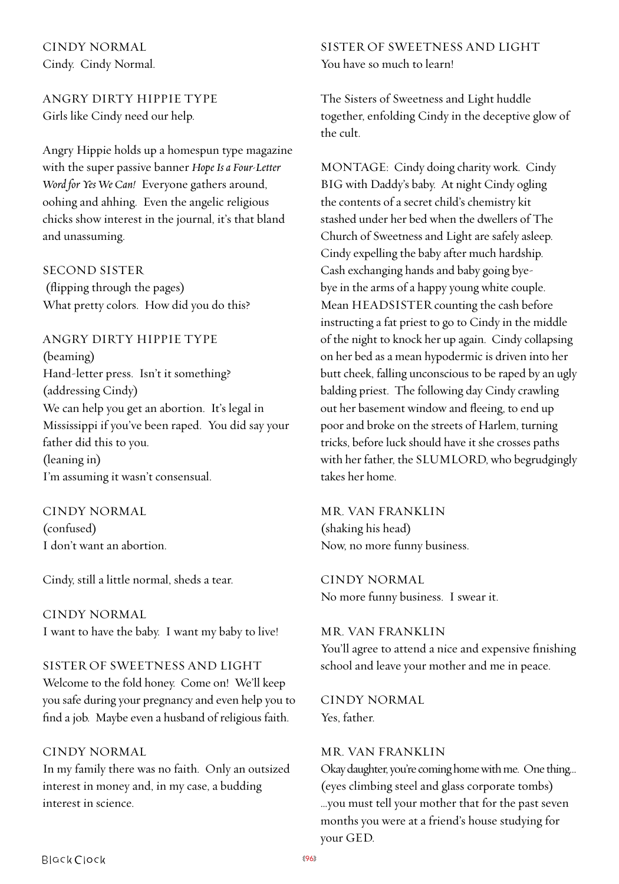CINDY NORMAL
Cindy. Cindy Normal.

ANGRY DIRTY HIPPIE TYPE
Girls like Cindy need our help.

Angry Hippie holds up a homespun type magazine with the super passive banner *Hope Is a Four-Letter Word for Yes We Can!* Everyone gathers around, oohing and ahhing. Even the angelic religious chicks show interest in the journal, it's that bland and unassuming.

SECOND SISTER
(flipping through the pages)
What pretty colors. How did you do this?

ANGRY DIRTY HIPPIE TYPE
(beaming)
Hand-letter press. Isn't it something?
(addressing Cindy)
We can help you get an abortion. It's legal in Mississippi if you've been raped. You did say your father did this to you.
(leaning in)
I'm assuming it wasn't consensual.

CINDY NORMAL
(confused)
I don't want an abortion.

Cindy, still a little normal, sheds a tear.

CINDY NORMAL
I want to have the baby. I want my baby to live!

SISTER OF SWEETNESS AND LIGHT
Welcome to the fold honey. Come on! We'll keep you safe during your pregnancy and even help you to find a job. Maybe even a husband of religious faith.

CINDY NORMAL
In my family there was no faith. Only an outsized interest in money and, in my case, a budding interest in science.

SISTER OF SWEETNESS AND LIGHT
You have so much to learn!

The Sisters of Sweetness and Light huddle together, enfolding Cindy in the deceptive glow of the cult.

MONTAGE: Cindy doing charity work. Cindy BIG with Daddy's baby. At night Cindy ogling the contents of a secret child's chemistry kit stashed under her bed when the dwellers of The Church of Sweetness and Light are safely asleep. Cindy expelling the baby after much hardship. Cash exchanging hands and baby going bye-bye in the arms of a happy young white couple. Mean HEADSISTER counting the cash before instructing a fat priest to go to Cindy in the middle of the night to knock her up again. Cindy collapsing on her bed as a mean hypodermic is driven into her butt cheek, falling unconscious to be raped by an ugly balding priest. The following day Cindy crawling out her basement window and fleeing, to end up poor and broke on the streets of Harlem, turning tricks, before luck should have it she crosses paths with her father, the SLUMLORD, who begrudgingly takes her home.

MR. VAN FRANKLIN
(shaking his head)
Now, no more funny business.

CINDY NORMAL
No more funny business. I swear it.

MR. VAN FRANKLIN
You'll agree to attend a nice and expensive finishing school and leave your mother and me in peace.

CINDY NORMAL
Yes, father.

MR. VAN FRANKLIN
Okay daughter, you're coming home with me. One thing...
(eyes climbing steel and glass corporate tombs)
...you must tell your mother that for the past seven months you were at a friend's house studying for your GED.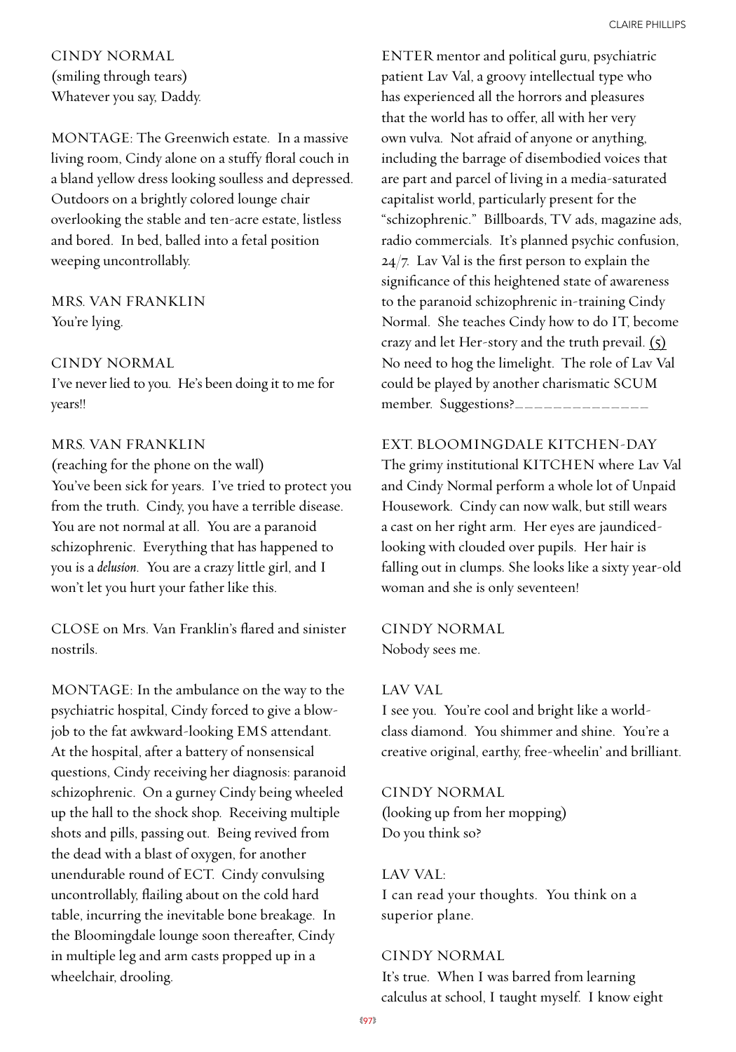CINDY NORMAL
(smiling through tears)
Whatever you say, Daddy.

MONTAGE: The Greenwich estate. In a massive living room, Cindy alone on a stuffy floral couch in a bland yellow dress looking soulless and depressed. Outdoors on a brightly colored lounge chair overlooking the stable and ten-acre estate, listless and bored. In bed, balled into a fetal position weeping uncontrollably.

MRS. VAN FRANKLIN
You're lying.

CINDY NORMAL
I've never lied to you. He's been doing it to me for years!!

MRS. VAN FRANKLIN
(reaching for the phone on the wall)
You've been sick for years. I've tried to protect you from the truth. Cindy, you have a terrible disease. You are not normal at all. You are a paranoid schizophrenic. Everything that has happened to you is a *delusion*. You are a crazy little girl, and I won't let you hurt your father like this.

CLOSE on Mrs. Van Franklin's flared and sinister nostrils.

MONTAGE: In the ambulance on the way to the psychiatric hospital, Cindy forced to give a blow-job to the fat awkward-looking EMS attendant. At the hospital, after a battery of nonsensical questions, Cindy receiving her diagnosis: paranoid schizophrenic. On a gurney Cindy being wheeled up the hall to the shock shop. Receiving multiple shots and pills, passing out. Being revived from the dead with a blast of oxygen, for another unendurable round of ECT. Cindy convulsing uncontrollably, flailing about on the cold hard table, incurring the inevitable bone breakage. In the Bloomingdale lounge soon thereafter, Cindy in multiple leg and arm casts propped up in a wheelchair, drooling.

ENTER mentor and political guru, psychiatric patient Lav Val, a groovy intellectual type who has experienced all the horrors and pleasures that the world has to offer, all with her very own vulva. Not afraid of anyone or anything, including the barrage of disembodied voices that are part and parcel of living in a media-saturated capitalist world, particularly present for the "schizophrenic." Billboards, TV ads, magazine ads, radio commercials. It's planned psychic confusion, 24/7. Lav Val is the first person to explain the significance of this heightened state of awareness to the paranoid schizophrenic in-training Cindy Normal. She teaches Cindy how to do IT, become crazy and let Her-story and the truth prevail. (5) No need to hog the limelight. The role of Lav Val could be played by another charismatic SCUM member. Suggestions?______________

EXT. BLOOMINGDALE KITCHEN-DAY
The grimy institutional KITCHEN where Lav Val and Cindy Normal perform a whole lot of Unpaid Housework. Cindy can now walk, but still wears a cast on her right arm. Her eyes are jaundiced-looking with clouded over pupils. Her hair is falling out in clumps. She looks like a sixty year-old woman and she is only seventeen!

CINDY NORMAL
Nobody sees me.

LAV VAL
I see you. You're cool and bright like a world-class diamond. You shimmer and shine. You're a creative original, earthy, free-wheelin' and brilliant.

CINDY NORMAL
(looking up from her mopping)
Do you think so?

LAV VAL:
I can read your thoughts. You think on a superior plane.

CINDY NORMAL
It's true. When I was barred from learning calculus at school, I taught myself. I know eight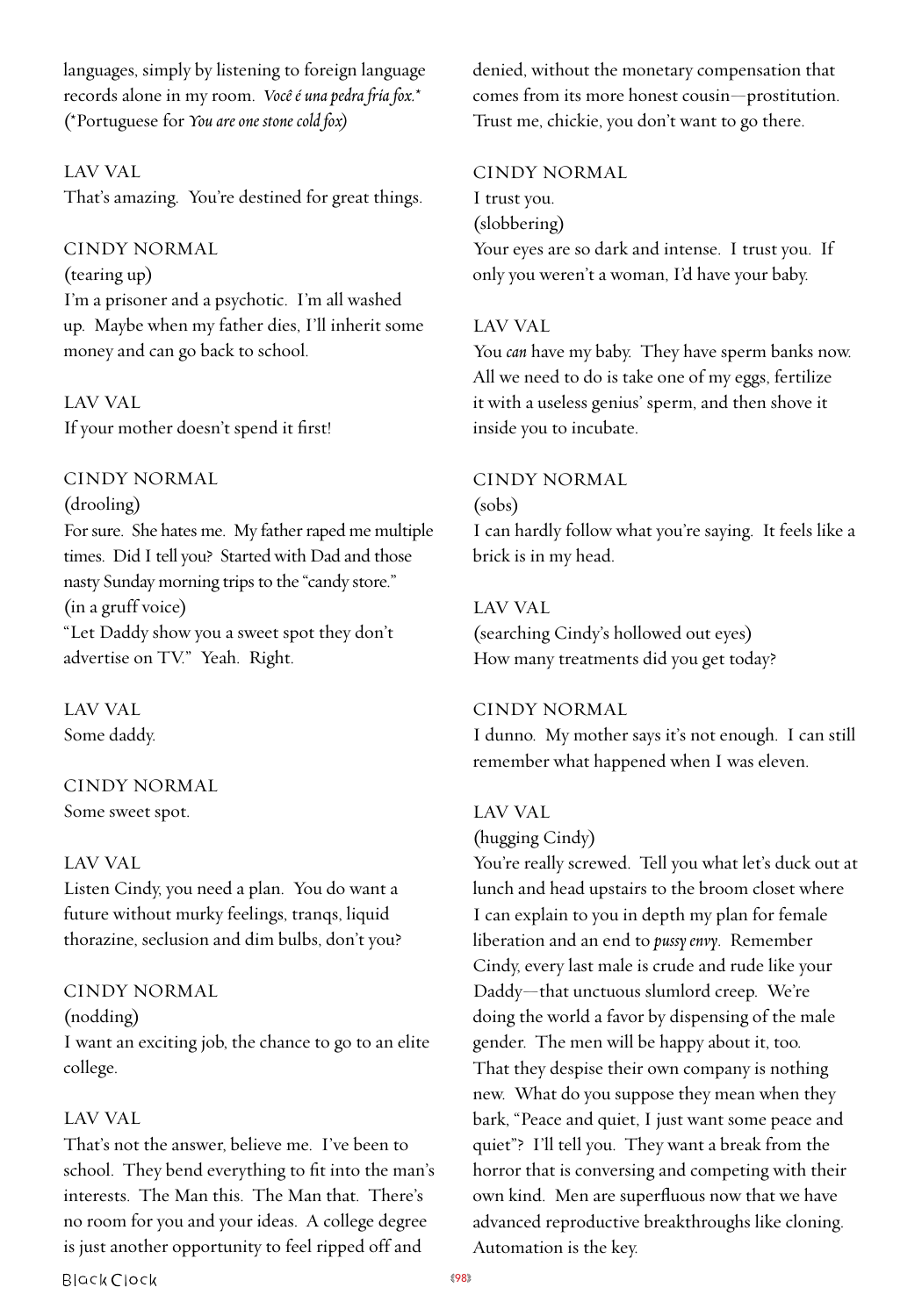languages, simply by listening to foreign language records alone in my room. *Você é una pedra fria fox.** (*Portuguese for *You are one stone cold fox*)

LAV VAL
That's amazing. You're destined for great things.

CINDY NORMAL
(tearing up)
I'm a prisoner and a psychotic. I'm all washed up. Maybe when my father dies, I'll inherit some money and can go back to school.

LAV VAL
If your mother doesn't spend it first!

CINDY NORMAL
(drooling)
For sure. She hates me. My father raped me multiple times. Did I tell you? Started with Dad and those nasty Sunday morning trips to the "candy store."
(in a gruff voice)
"Let Daddy show you a sweet spot they don't advertise on TV." Yeah. Right.

LAV VAL
Some daddy.

CINDY NORMAL
Some sweet spot.

LAV VAL
Listen Cindy, you need a plan. You do want a future without murky feelings, tranqs, liquid thorazine, seclusion and dim bulbs, don't you?

CINDY NORMAL
(nodding)
I want an exciting job, the chance to go to an elite college.

LAV VAL
That's not the answer, believe me. I've been to school. They bend everything to fit into the man's interests. The Man this. The Man that. There's no room for you and your ideas. A college degree is just another opportunity to feel ripped off and denied, without the monetary compensation that comes from its more honest cousin—prostitution. Trust me, chickie, you don't want to go there.

CINDY NORMAL
I trust you.
(slobbering)
Your eyes are so dark and intense. I trust you. If only you weren't a woman, I'd have your baby.

LAV VAL
You *can* have my baby. They have sperm banks now. All we need to do is take one of my eggs, fertilize it with a useless genius' sperm, and then shove it inside you to incubate.

CINDY NORMAL
(sobs)
I can hardly follow what you're saying. It feels like a brick is in my head.

LAV VAL
(searching Cindy's hollowed out eyes)
How many treatments did you get today?

CINDY NORMAL
I dunno. My mother says it's not enough. I can still remember what happened when I was eleven.

LAV VAL
(hugging Cindy)
You're really screwed. Tell you what let's duck out at lunch and head upstairs to the broom closet where I can explain to you in depth my plan for female liberation and an end to *pussy envy*. Remember Cindy, every last male is crude and rude like your Daddy—that unctuous slumlord creep. We're doing the world a favor by dispensing of the male gender. The men will be happy about it, too. That they despise their own company is nothing new. What do you suppose they mean when they bark, "Peace and quiet, I just want some peace and quiet"? I'll tell you. They want a break from the horror that is conversing and competing with their own kind. Men are superfluous now that we have advanced reproductive breakthroughs like cloning. Automation is the key.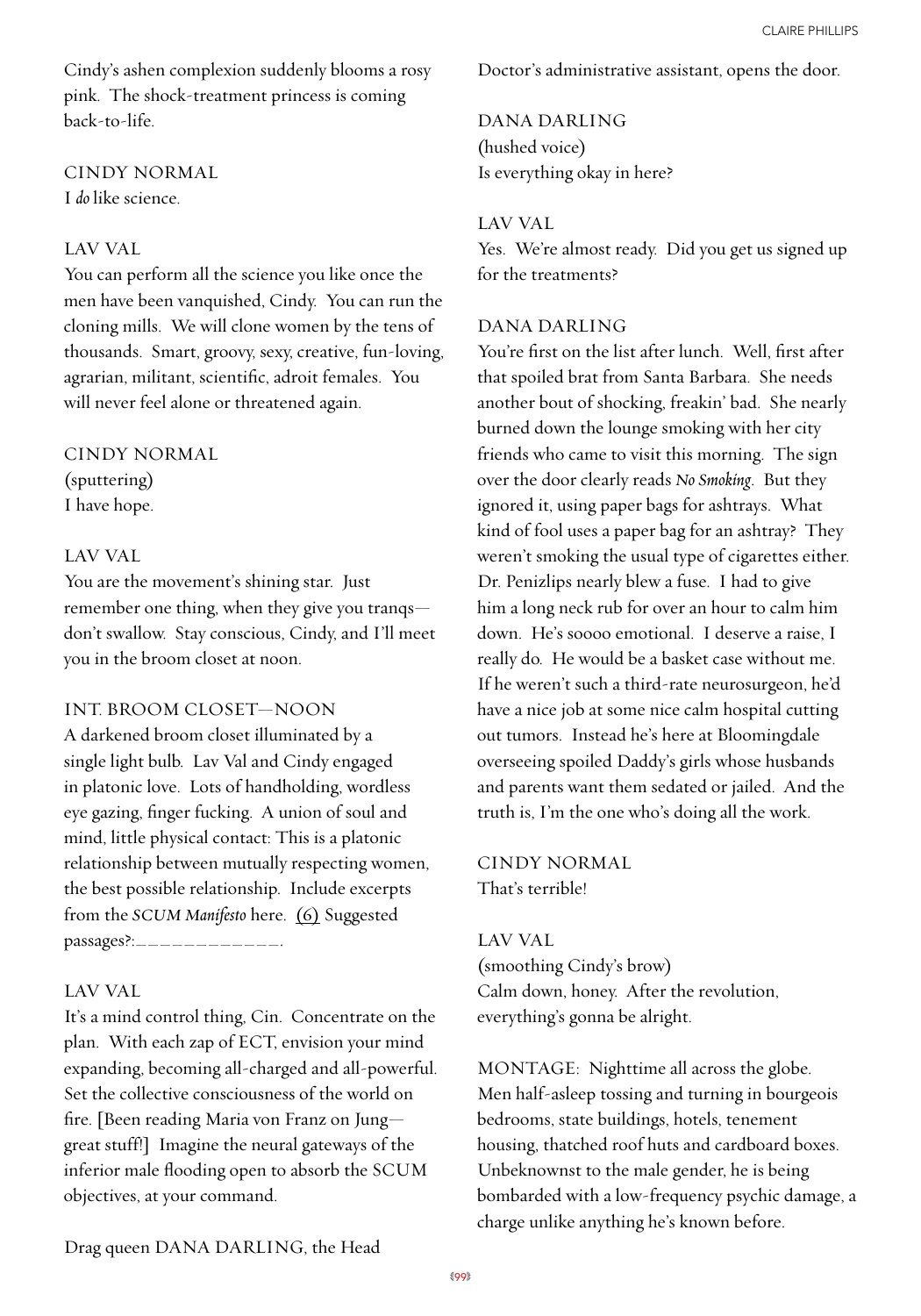Cindy's ashen complexion suddenly blooms a rosy pink. The shock-treatment princess is coming back-to-life.

CINDY NORMAL
I *do* like science.

LAV VAL
You can perform all the science you like once the men have been vanquished, Cindy. You can run the cloning mills. We will clone women by the tens of thousands. Smart, groovy, sexy, creative, fun-loving, agrarian, militant, scientific, adroit females. You will never feel alone or threatened again.

CINDY NORMAL
(sputtering)
I have hope.

LAV VAL
You are the movement's shining star. Just remember one thing, when they give you tranqs—don't swallow. Stay conscious, Cindy, and I'll meet you in the broom closet at noon.

INT. BROOM CLOSET—NOON
A darkened broom closet illuminated by a single light bulb. Lav Val and Cindy engaged in platonic love. Lots of handholding, wordless eye gazing, finger fucking. A union of soul and mind, little physical contact: This is a platonic relationship between mutually respecting women, the best possible relationship. Include excerpts from the *SCUM Manifesto* here. (6) Suggested passages?:_____________.

LAV VAL
It's a mind control thing, Cin. Concentrate on the plan. With each zap of ECT, envision your mind expanding, becoming all-charged and all-powerful. Set the collective consciousness of the world on fire. [Been reading Maria von Franz on Jung—great stuff!] Imagine the neural gateways of the inferior male flooding open to absorb the SCUM objectives, at your command.

Drag queen DANA DARLING, the Head Doctor's administrative assistant, opens the door.

DANA DARLING
(hushed voice)
Is everything okay in here?

LAV VAL
Yes. We're almost ready. Did you get us signed up for the treatments?

DANA DARLING
You're first on the list after lunch. Well, first after that spoiled brat from Santa Barbara. She needs another bout of shocking, freakin' bad. She nearly burned down the lounge smoking with her city friends who came to visit this morning. The sign over the door clearly reads *No Smoking*. But they ignored it, using paper bags for ashtrays. What kind of fool uses a paper bag for an ashtray? They weren't smoking the usual type of cigarettes either. Dr. Penizlips nearly blew a fuse. I had to give him a long neck rub for over an hour to calm him down. He's soooo emotional. I deserve a raise, I really do. He would be a basket case without me. If he weren't such a third-rate neurosurgeon, he'd have a nice job at some nice calm hospital cutting out tumors. Instead he's here at Bloomingdale overseeing spoiled Daddy's girls whose husbands and parents want them sedated or jailed. And the truth is, I'm the one who's doing all the work.

CINDY NORMAL
That's terrible!

LAV VAL
(smoothing Cindy's brow)
Calm down, honey. After the revolution, everything's gonna be alright.

MONTAGE: Nighttime all across the globe. Men half-asleep tossing and turning in bourgeois bedrooms, state buildings, hotels, tenement housing, thatched roof huts and cardboard boxes. Unbeknownst to the male gender, he is being bombarded with a low-frequency psychic damage, a charge unlike anything he's known before.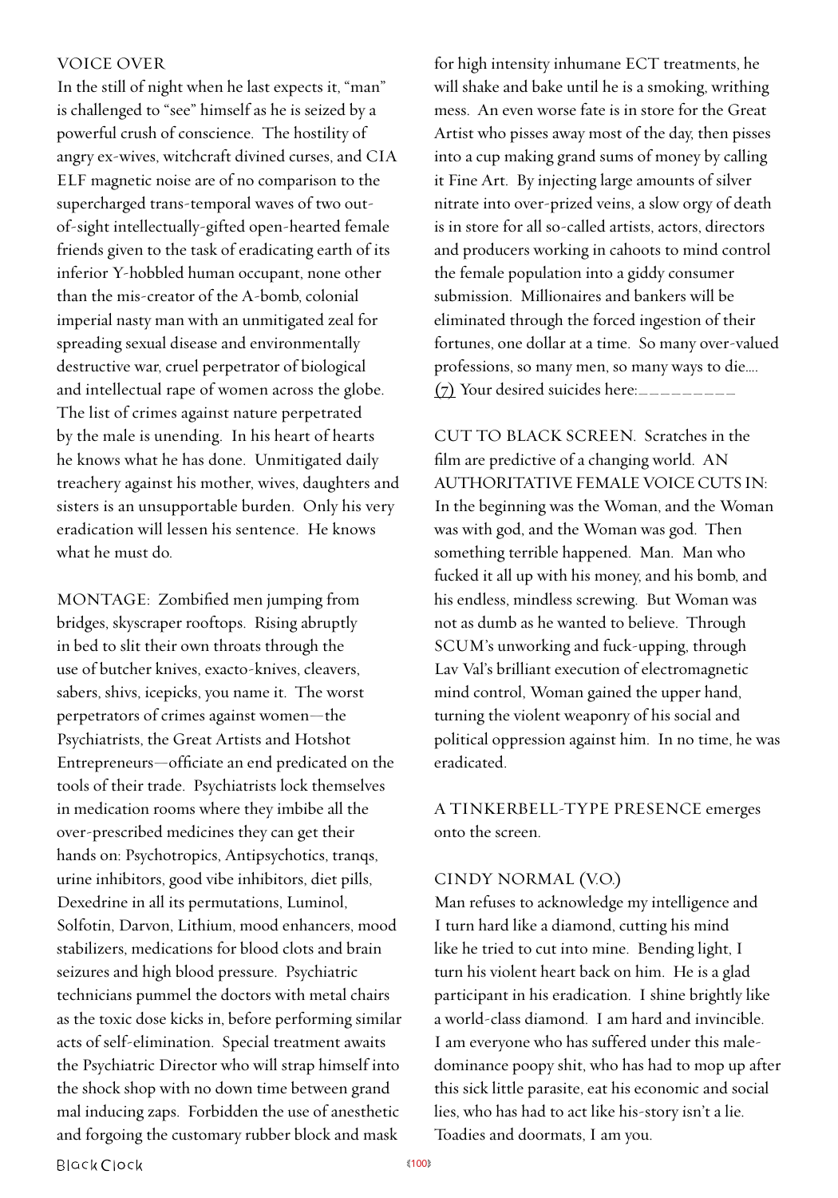VOICE OVER

In the still of night when he last expects it, "man" is challenged to "see" himself as he is seized by a powerful crush of conscience. The hostility of angry ex-wives, witchcraft divined curses, and CIA ELF magnetic noise are of no comparison to the supercharged trans-temporal waves of two out-of-sight intellectually-gifted open-hearted female friends given to the task of eradicating earth of its inferior Y-hobbled human occupant, none other than the mis-creator of the A-bomb, colonial imperial nasty man with an unmitigated zeal for spreading sexual disease and environmentally destructive war, cruel perpetrator of biological and intellectual rape of women across the globe. The list of crimes against nature perpetrated by the male is unending. In his heart of hearts he knows what he has done. Unmitigated daily treachery against his mother, wives, daughters and sisters is an unsupportable burden. Only his very eradication will lessen his sentence. He knows what he must do.

MONTAGE: Zombified men jumping from bridges, skyscraper rooftops. Rising abruptly in bed to slit their own throats through the use of butcher knives, exacto-knives, cleavers, sabers, shivs, icepicks, you name it. The worst perpetrators of crimes against women—the Psychiatrists, the Great Artists and Hotshot Entrepreneurs—officiate an end predicated on the tools of their trade. Psychiatrists lock themselves in medication rooms where they imbibe all the over-prescribed medicines they can get their hands on: Psychotropics, Antipsychotics, tranqs, urine inhibitors, good vibe inhibitors, diet pills, Dexedrine in all its permutations, Luminol, Solfotin, Darvon, Lithium, mood enhancers, mood stabilizers, medications for blood clots and brain seizures and high blood pressure. Psychiatric technicians pummel the doctors with metal chairs as the toxic dose kicks in, before performing similar acts of self-elimination. Special treatment awaits the Psychiatric Director who will strap himself into the shock shop with no down time between grand mal inducing zaps. Forbidden the use of anesthetic and forgoing the customary rubber block and mask for high intensity inhumane ECT treatments, he will shake and bake until he is a smoking, writhing mess. An even worse fate is in store for the Great Artist who pisses away most of the day, then pisses into a cup making grand sums of money by calling it Fine Art. By injecting large amounts of silver nitrate into over-prized veins, a slow orgy of death is in store for all so-called artists, actors, directors and producers working in cahoots to mind control the female population into a giddy consumer submission. Millionaires and bankers will be eliminated through the forced ingestion of their fortunes, one dollar at a time. So many over-valued professions, so many men, so many ways to die.... (7) Your desired suicides here:_________

CUT TO BLACK SCREEN. Scratches in the film are predictive of a changing world. AN AUTHORITATIVE FEMALE VOICE CUTS IN: In the beginning was the Woman, and the Woman was with god, and the Woman was god. Then something terrible happened. Man. Man who fucked it all up with his money, and his bomb, and his endless, mindless screwing. But Woman was not as dumb as he wanted to believe. Through SCUM's unworking and fuck-upping, through Lav Val's brilliant execution of electromagnetic mind control, Woman gained the upper hand, turning the violent weaponry of his social and political oppression against him. In no time, he was eradicated.

A TINKERBELL-TYPE PRESENCE emerges onto the screen.

CINDY NORMAL (V.O.)

Man refuses to acknowledge my intelligence and I turn hard like a diamond, cutting his mind like he tried to cut into mine. Bending light, I turn his violent heart back on him. He is a glad participant in his eradication. I shine brightly like a world-class diamond. I am hard and invincible. I am everyone who has suffered under this male-dominance poopy shit, who has had to mop up after this sick little parasite, eat his economic and social lies, who has had to act like his-story isn't a lie. Toadies and doormats, I am you.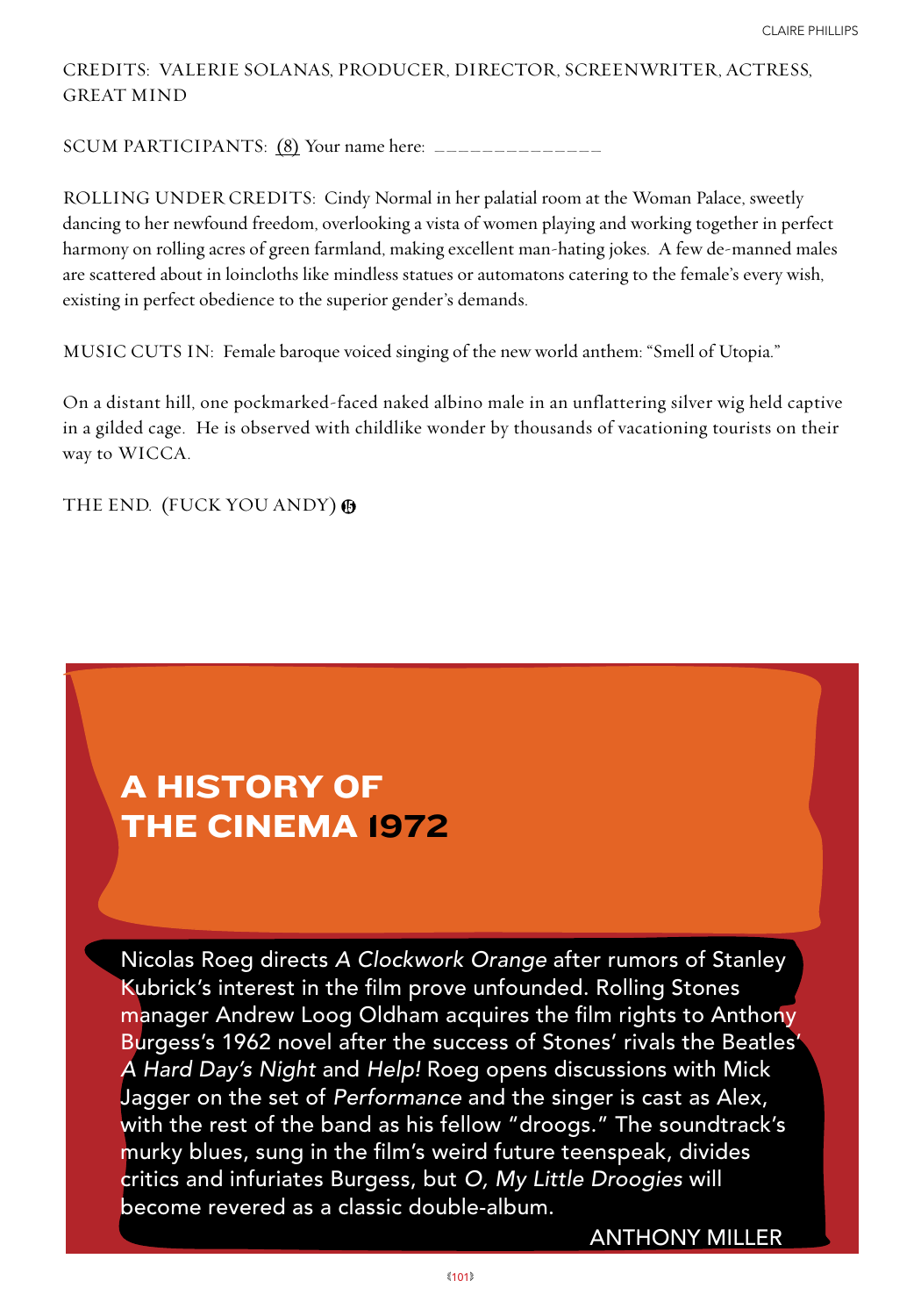CREDITS: VALERIE SOLANAS, PRODUCER, DIRECTOR, SCREENWRITER, ACTRESS, GREAT MIND

SCUM PARTICIPANTS: (8) Your name here: ______________

ROLLING UNDER CREDITS: Cindy Normal in her palatial room at the Woman Palace, sweetly dancing to her newfound freedom, overlooking a vista of women playing and working together in perfect harmony on rolling acres of green farmland, making excellent man-hating jokes. A few de-manned males are scattered about in loincloths like mindless statues or automatons catering to the female's every wish, existing in perfect obedience to the superior gender's demands.

MUSIC CUTS IN: Female baroque voiced singing of the new world anthem: "Smell of Utopia."

On a distant hill, one pockmarked-faced naked albino male in an unflattering silver wig held captive in a gilded cage. He is observed with childlike wonder by thousands of vacationing tourists on their way to WICCA.

THE END. (FUCK YOU ANDY)

## A HISTORY OF THE CINEMA 1972

Nicolas Roeg directs *A Clockwork Orange* after rumors of Stanley Kubrick's interest in the film prove unfounded. Rolling Stones manager Andrew Loog Oldham acquires the film rights to Anthony Burgess's 1962 novel after the success of Stones' rivals the Beatles' *A Hard Day's Night* and *Help!* Roeg opens discussions with Mick Jagger on the set of *Performance* and the singer is cast as Alex, with the rest of the band as his fellow "droogs." The soundtrack's murky blues, sung in the film's weird future teenspeak, divides critics and infuriates Burgess, but *O, My Little Droogies* will become revered as a classic double-album.

ANTHONY MILLER